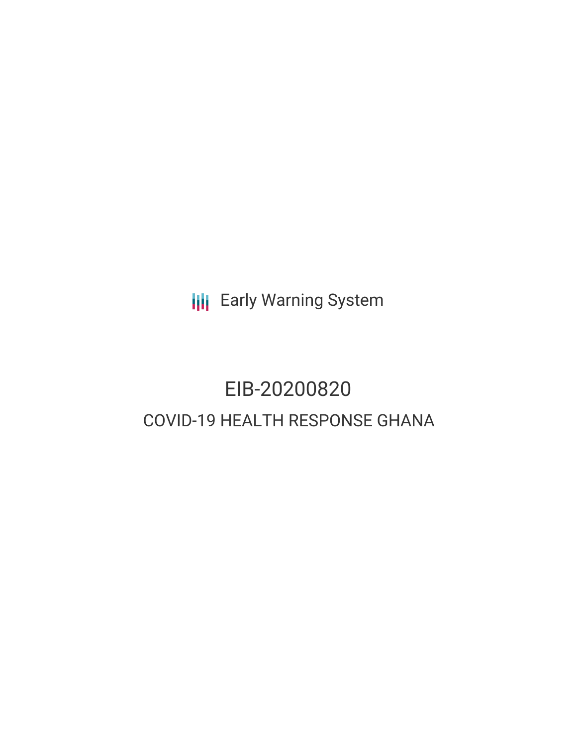Early Warning System

# EIB-20200820

## COVID-19 HEALTH RESPONSE GHANA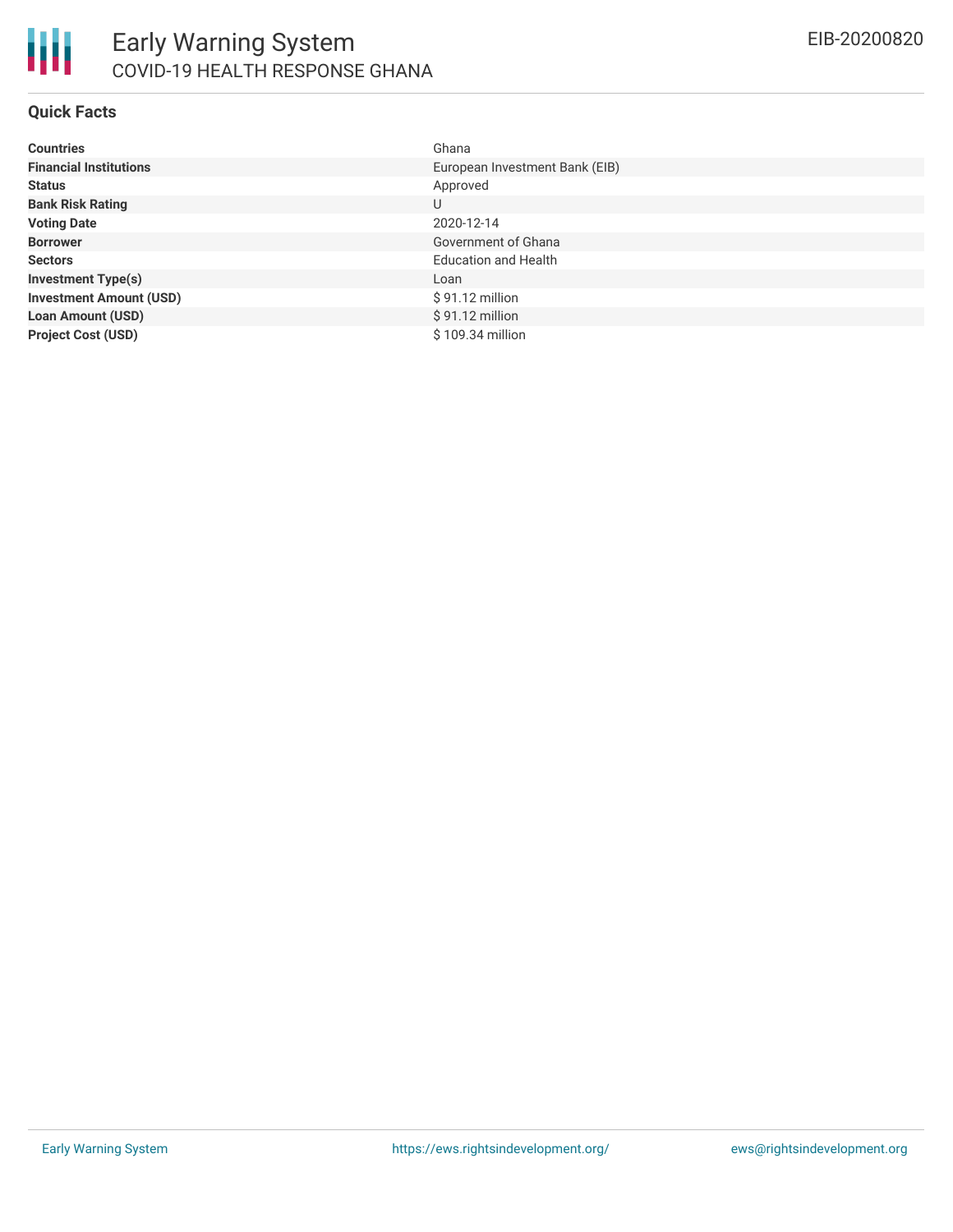# Early Warning System

## COVID-19 HEALTH RESPONSE GHANA

EIB-20200820

### Quick Facts

| | |
|---|---|
| **Countries** | Ghana |
| **Financial Institutions** | European Investment Bank (EIB) |
| **Status** | Approved |
| **Bank Risk Rating** | U |
| **Voting Date** | 2020-12-14 |
| **Borrower** | Government of Ghana |
| **Sectors** | Education and Health |
| **Investment Type(s)** | Loan |
| **Investment Amount (USD)** | $ 91.12 million |
| **Loan Amount (USD)** | $ 91.12 million |
| **Project Cost (USD)** | $ 109.34 million |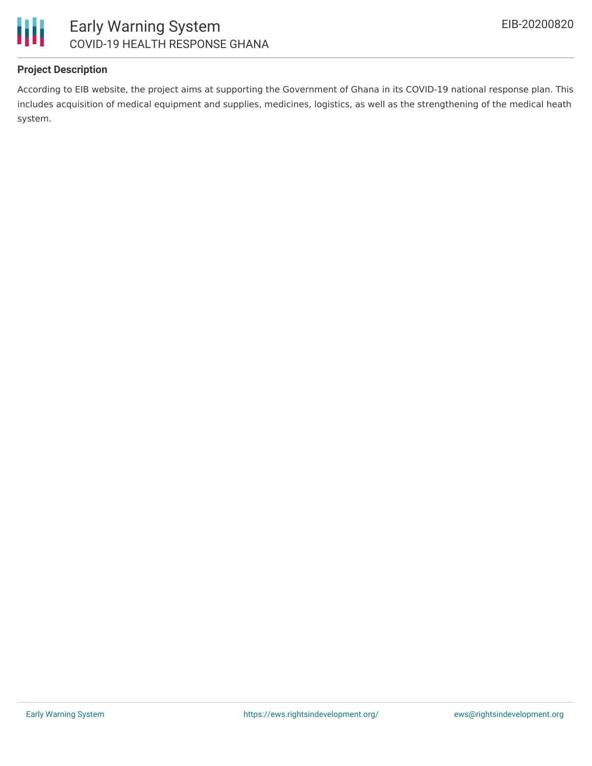**Project Description**

According to EIB website, the project aims at supporting the Government of Ghana in its COVID-19 national response plan. This includes acquisition of medical equipment and supplies, medicines, logistics, as well as the strengthening of the medical heath system.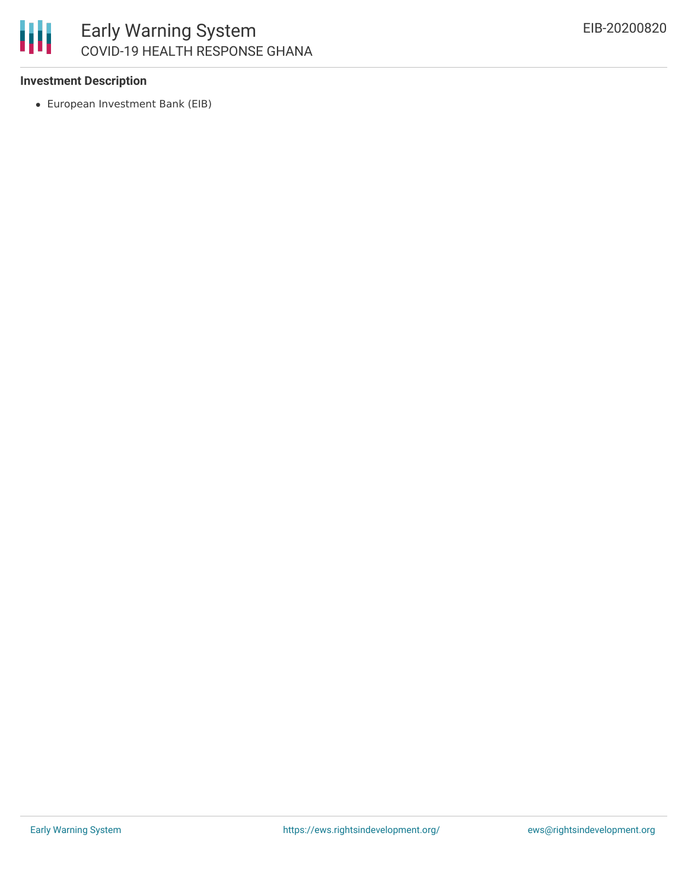**Investment Description**

- European Investment Bank (EIB)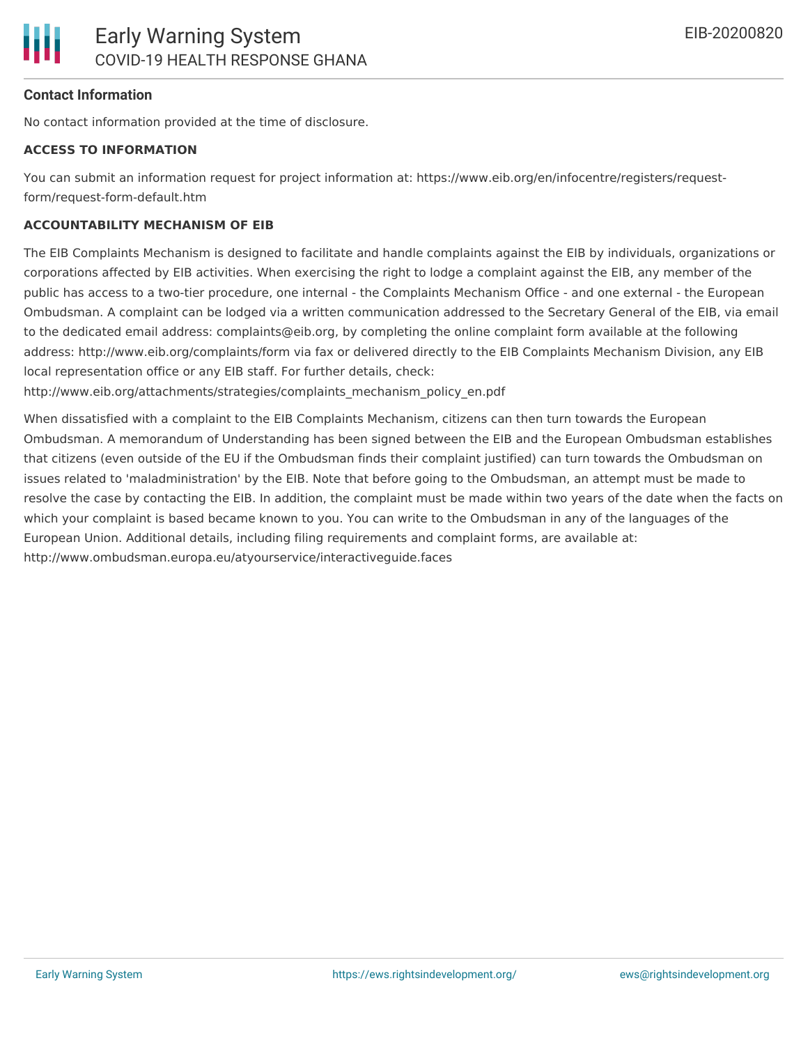#### Contact Information

No contact information provided at the time of disclosure.

**ACCESS TO INFORMATION**

You can submit an information request for project information at: https://www.eib.org/en/infocentre/registers/request-form/request-form-default.htm

**ACCOUNTABILITY MECHANISM OF EIB**

The EIB Complaints Mechanism is designed to facilitate and handle complaints against the EIB by individuals, organizations or corporations affected by EIB activities. When exercising the right to lodge a complaint against the EIB, any member of the public has access to a two-tier procedure, one internal - the Complaints Mechanism Office - and one external - the European Ombudsman. A complaint can be lodged via a written communication addressed to the Secretary General of the EIB, via email to the dedicated email address: complaints@eib.org, by completing the online complaint form available at the following address: http://www.eib.org/complaints/form via fax or delivered directly to the EIB Complaints Mechanism Division, any EIB local representation office or any EIB staff. For further details, check: http://www.eib.org/attachments/strategies/complaints_mechanism_policy_en.pdf

When dissatisfied with a complaint to the EIB Complaints Mechanism, citizens can then turn towards the European Ombudsman. A memorandum of Understanding has been signed between the EIB and the European Ombudsman establishes that citizens (even outside of the EU if the Ombudsman finds their complaint justified) can turn towards the Ombudsman on issues related to 'maladministration' by the EIB. Note that before going to the Ombudsman, an attempt must be made to resolve the case by contacting the EIB. In addition, the complaint must be made within two years of the date when the facts on which your complaint is based became known to you. You can write to the Ombudsman in any of the languages of the European Union. Additional details, including filing requirements and complaint forms, are available at: http://www.ombudsman.europa.eu/atyourservice/interactiveguide.faces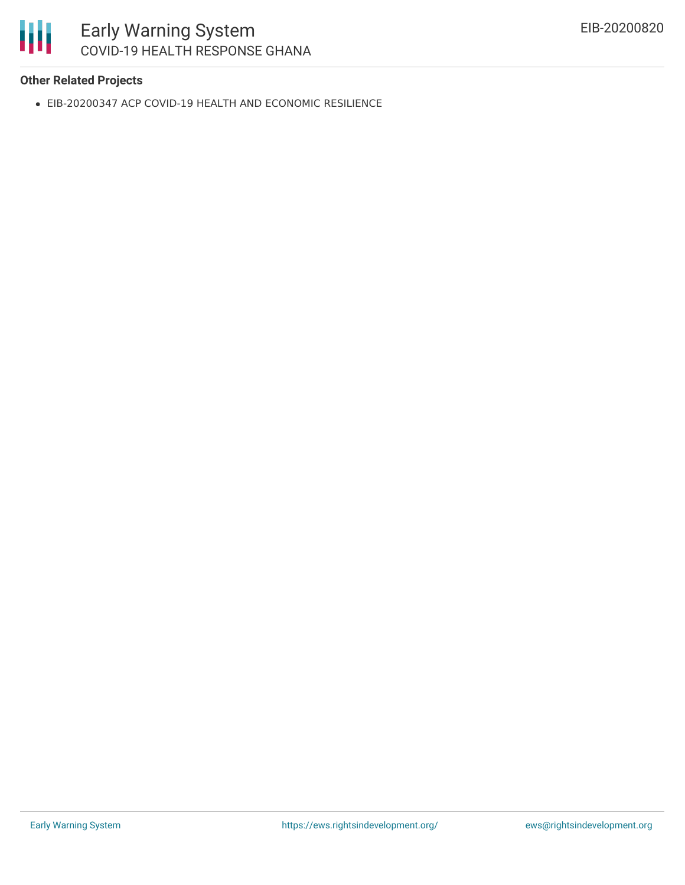**Other Related Projects**

- EIB-20200347 ACP COVID-19 HEALTH AND ECONOMIC RESILIENCE